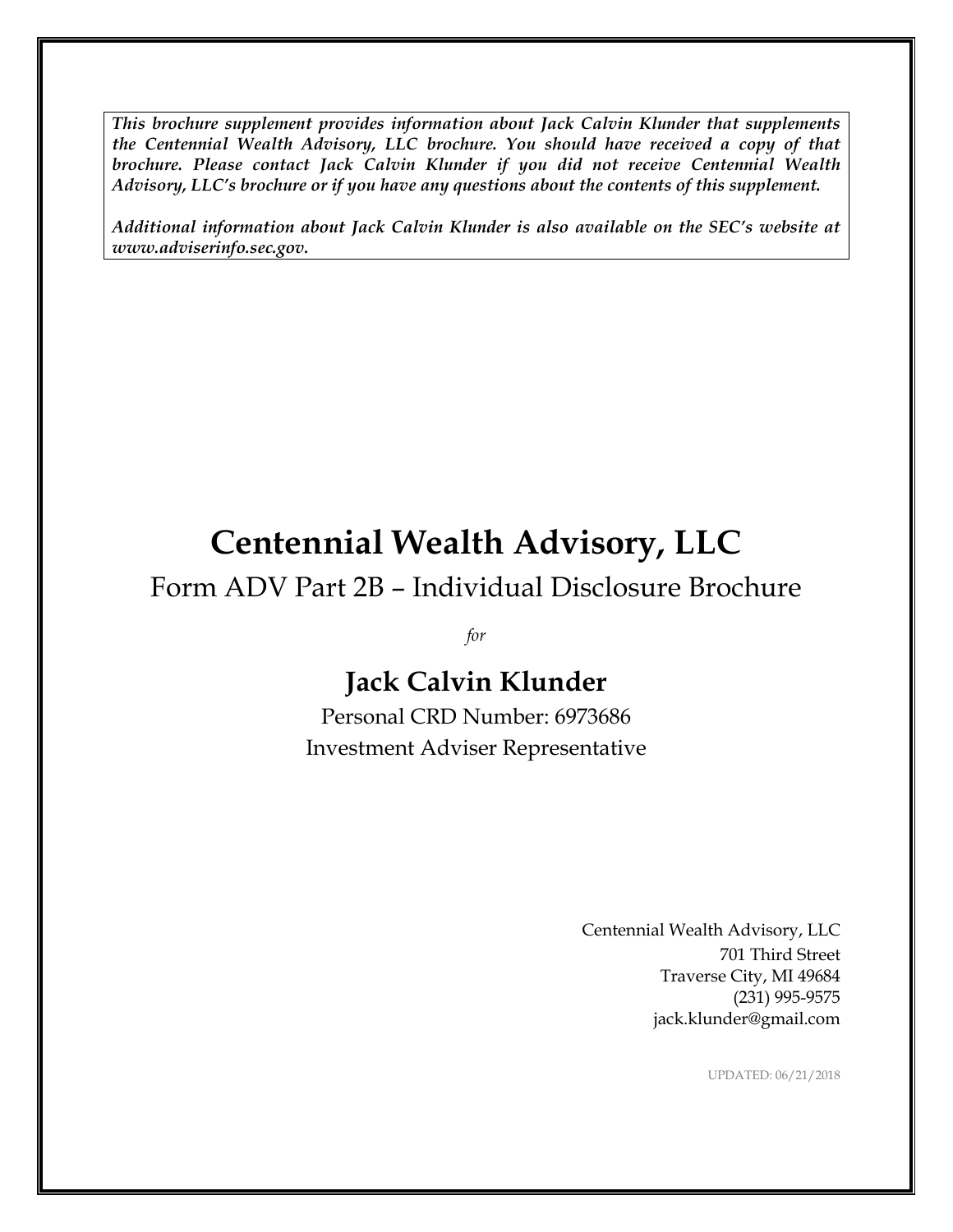***This brochure supplement provides information about Jack Calvin Klunder that supplements the Centennial Wealth Advisory, LLC brochure. You should have received a copy of that brochure. Please contact Jack Calvin Klunder if you did not receive Centennial Wealth Advisory, LLC's brochure or if you have any questions about the contents of this supplement.***

***Additional information about Jack Calvin Klunder is also available on the SEC's website at www.adviserinfo.sec.gov.***

# Centennial Wealth Advisory, LLC

## Form ADV Part 2B – Individual Disclosure Brochure

*for*

## Jack Calvin Klunder

Personal CRD Number: 6973686

Investment Adviser Representative

Centennial Wealth Advisory, LLC
701 Third Street
Traverse City, MI 49684
(231) 995-9575
jack.klunder@gmail.com

UPDATED: 06/21/2018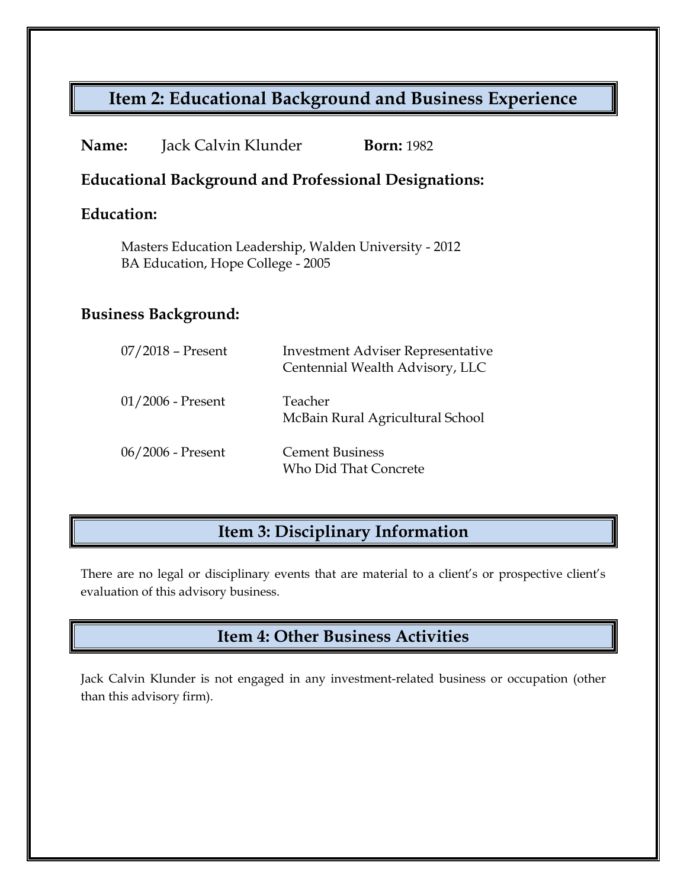## Item 2: Educational Background and Business Experience

**Name:** Jack Calvin Klunder **Born:** 1982

**Educational Background and Professional Designations:**

**Education:**

Masters Education Leadership, Walden University - 2012
BA Education, Hope College - 2005

**Business Background:**

| | |
|---|---|
| 07/2018 – Present | Investment Adviser Representative<br>Centennial Wealth Advisory, LLC |
| 01/2006 - Present | Teacher<br>McBain Rural Agricultural School |
| 06/2006 - Present | Cement Business<br>Who Did That Concrete |

## Item 3: Disciplinary Information

There are no legal or disciplinary events that are material to a client's or prospective client's evaluation of this advisory business.

## Item 4: Other Business Activities

Jack Calvin Klunder is not engaged in any investment-related business or occupation (other than this advisory firm).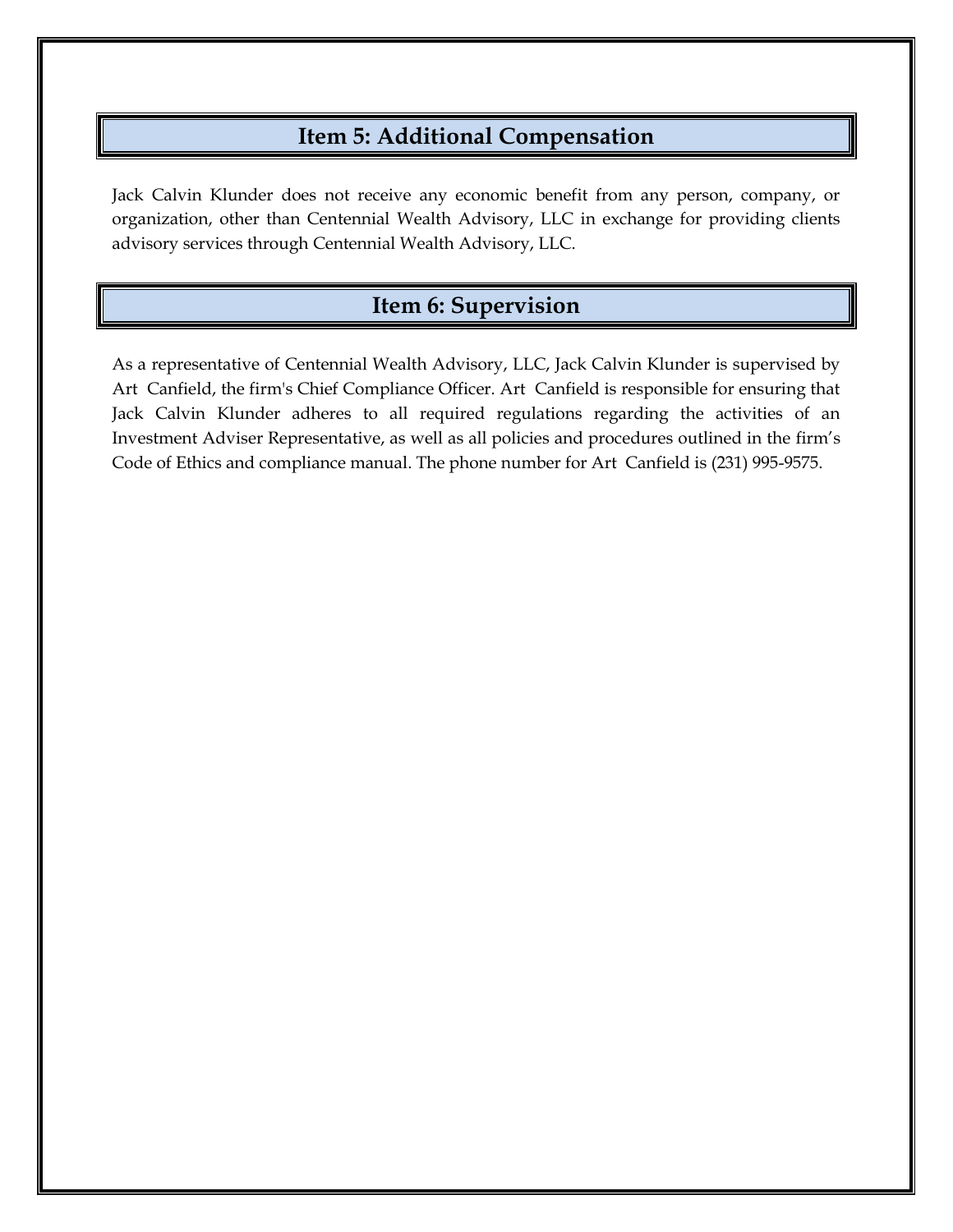## Item 5: Additional Compensation

Jack Calvin Klunder does not receive any economic benefit from any person, company, or organization, other than Centennial Wealth Advisory, LLC in exchange for providing clients advisory services through Centennial Wealth Advisory, LLC.

## Item 6: Supervision

As a representative of Centennial Wealth Advisory, LLC, Jack Calvin Klunder is supervised by Art Canfield, the firm's Chief Compliance Officer. Art Canfield is responsible for ensuring that Jack Calvin Klunder adheres to all required regulations regarding the activities of an Investment Adviser Representative, as well as all policies and procedures outlined in the firm's Code of Ethics and compliance manual. The phone number for Art Canfield is (231) 995-9575.